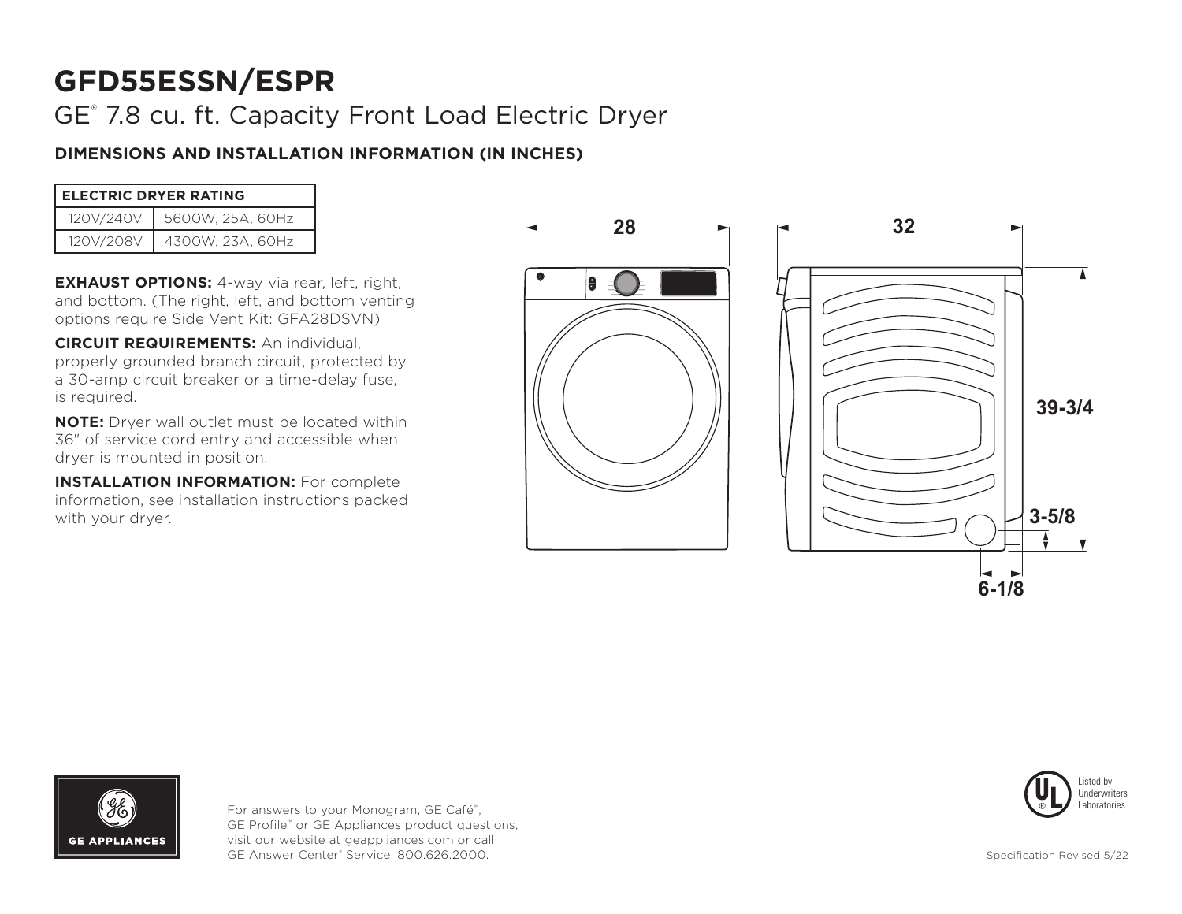# GFD55ESSN/ESPR

## GE® 7.8 cu. ft. Capacity Front Load Electric Dryer

### DIMENSIONS AND INSTALLATION INFORMATION (IN INCHES)

| ELECTRIC DRYER RATING | |
|---|---|
| 120V/240V | 5600W, 25A, 60Hz |
| 120V/208V | 4300W, 23A, 60Hz |

**EXHAUST OPTIONS:** 4-way via rear, left, right, and bottom. (The right, left, and bottom venting options require Side Vent Kit: GFA28DSVN)

**CIRCUIT REQUIREMENTS:** An individual, properly grounded branch circuit, protected by a 30-amp circuit breaker or a time-delay fuse, is required.

**NOTE:** Dryer wall outlet must be located within 36" of service cord entry and accessible when dryer is mounted in position.

**INSTALLATION INFORMATION:** For complete information, see installation instructions packed with your dryer.

28

32

39-3/4

3-5/8

6-1/8

For answers to your Monogram, GE Café™, GE Profile™ or GE Appliances product questions, visit our website at geappliances.com or call GE Answer Center® Service, 800.626.2000.

Listed by Underwriters Laboratories

Specification Revised 5/22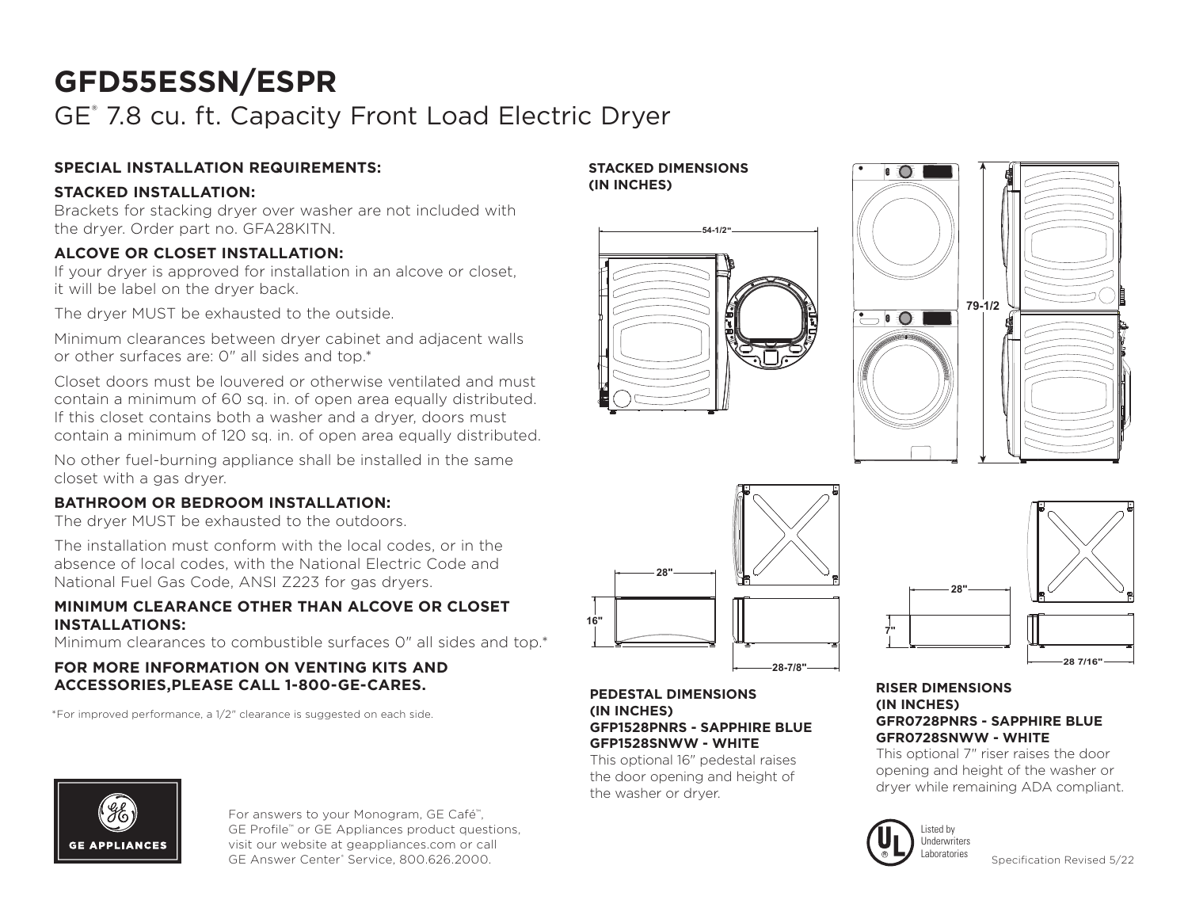# GFD55ESSN/ESPR

## GE® 7.8 cu. ft. Capacity Front Load Electric Dryer

**SPECIAL INSTALLATION REQUIREMENTS:**

**STACKED INSTALLATION:**
Brackets for stacking dryer over washer are not included with the dryer. Order part no. GFA28KITN.

**ALCOVE OR CLOSET INSTALLATION:**
If your dryer is approved for installation in an alcove or closet, it will be label on the dryer back.

The dryer MUST be exhausted to the outside.

Minimum clearances between dryer cabinet and adjacent walls or other surfaces are: 0" all sides and top.*

Closet doors must be louvered or otherwise ventilated and must contain a minimum of 60 sq. in. of open area equally distributed. If this closet contains both a washer and a dryer, doors must contain a minimum of 120 sq. in. of open area equally distributed.

No other fuel-burning appliance shall be installed in the same closet with a gas dryer.

**BATHROOM OR BEDROOM INSTALLATION:**
The dryer MUST be exhausted to the outdoors.

The installation must conform with the local codes, or in the absence of local codes, with the National Electric Code and National Fuel Gas Code, ANSI Z223 for gas dryers.

**MINIMUM CLEARANCE OTHER THAN ALCOVE OR CLOSET INSTALLATIONS:**
Minimum clearances to combustible surfaces 0" all sides and top.*

**FOR MORE INFORMATION ON VENTING KITS AND ACCESSORIES,PLEASE CALL 1-800-GE-CARES.**

*For improved performance, a 1/2" clearance is suggested on each side.

**STACKED DIMENSIONS (IN INCHES)**

54-1/2"

79-1/2

28"

16"

28-7/8"

**PEDESTAL DIMENSIONS (IN INCHES)**
**GFP1528PNRS - SAPPHIRE BLUE**
**GFP1528SNWW - WHITE**
This optional 16" pedestal raises the door opening and height of the washer or dryer.

28"

7"

28 7/16"

**RISER DIMENSIONS (IN INCHES)**
**GFR0728PNRS - SAPPHIRE BLUE**
**GFR0728SNWW - WHITE**
This optional 7" riser raises the door opening and height of the washer or dryer while remaining ADA compliant.

GE APPLIANCES

For answers to your Monogram, GE Café™, GE Profile™ or GE Appliances product questions, visit our website at geappliances.com or call GE Answer Center® Service, 800.626.2000.

Listed by Underwriters Laboratories

Specification Revised 5/22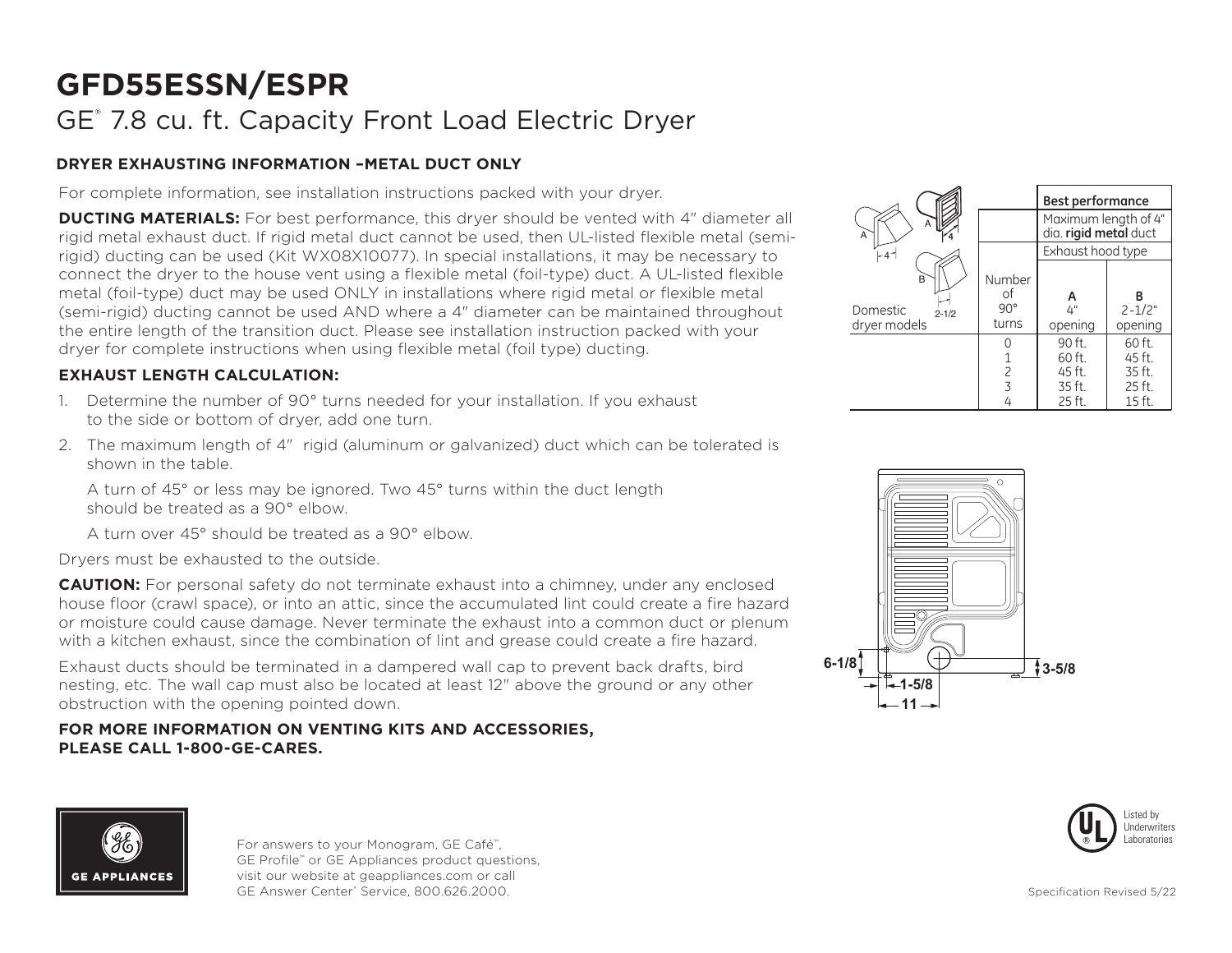# GFD55ESSN/ESPR

## GE® 7.8 cu. ft. Capacity Front Load Electric Dryer

### DRYER EXHAUSTING INFORMATION –METAL DUCT ONLY

For complete information, see installation instructions packed with your dryer.

**DUCTING MATERIALS:** For best performance, this dryer should be vented with 4" diameter all rigid metal exhaust duct. If rigid metal duct cannot be used, then UL-listed flexible metal (semi-rigid) ducting can be used (Kit WX08X10077). In special installations, it may be necessary to connect the dryer to the house vent using a flexible metal (foil-type) duct. A UL-listed flexible metal (foil-type) duct may be used ONLY in installations where rigid metal or flexible metal (semi-rigid) ducting cannot be used AND where a 4" diameter can be maintained throughout the entire length of the transition duct. Please see installation instruction packed with your dryer for complete instructions when using flexible metal (foil type) ducting.

### EXHAUST LENGTH CALCULATION:

1. Determine the number of 90° turns needed for your installation. If you exhaust to the side or bottom of dryer, add one turn.
2. The maximum length of 4" rigid (aluminum or galvanized) duct which can be tolerated is shown in the table.

   A turn of 45° or less may be ignored. Two 45° turns within the duct length should be treated as a 90° elbow.

   A turn over 45° should be treated as a 90° elbow.

Dryers must be exhausted to the outside.

**CAUTION:** For personal safety do not terminate exhaust into a chimney, under any enclosed house floor (crawl space), or into an attic, since the accumulated lint could create a fire hazard or moisture could cause damage. Never terminate the exhaust into a common duct or plenum with a kitchen exhaust, since the combination of lint and grease could create a fire hazard.

Exhaust ducts should be terminated in a dampered wall cap to prevent back drafts, bird nesting, etc. The wall cap must also be located at least 12" above the ground or any other obstruction with the opening pointed down.

**FOR MORE INFORMATION ON VENTING KITS AND ACCESSORIES, PLEASE CALL 1-800-GE-CARES.**

| | | Best performance | |
|---|---|---|---|
| | | Maximum length of 4" dia. **rigid metal** duct | |
| | | Exhaust hood type | |
| Domestic dryer models | Number of 90° turns | **A** 4" opening | **B** 2-1/2" opening |
| | 0 | 90 ft. | 60 ft. |
| | 1 | 60 ft. | 45 ft. |
| | 2 | 45 ft. | 35 ft. |
| | 3 | 35 ft. | 25 ft. |
| | 4 | 25 ft. | 15 ft. |

A
A
4
4
B
2-1/2

6-1/8
3-5/8
1-5/8
11

For answers to your Monogram, GE Café™, GE Profile™ or GE Appliances product questions, visit our website at geappliances.com or call GE Answer Center® Service, 800.626.2000.

Listed by Underwriters Laboratories

Specification Revised 5/22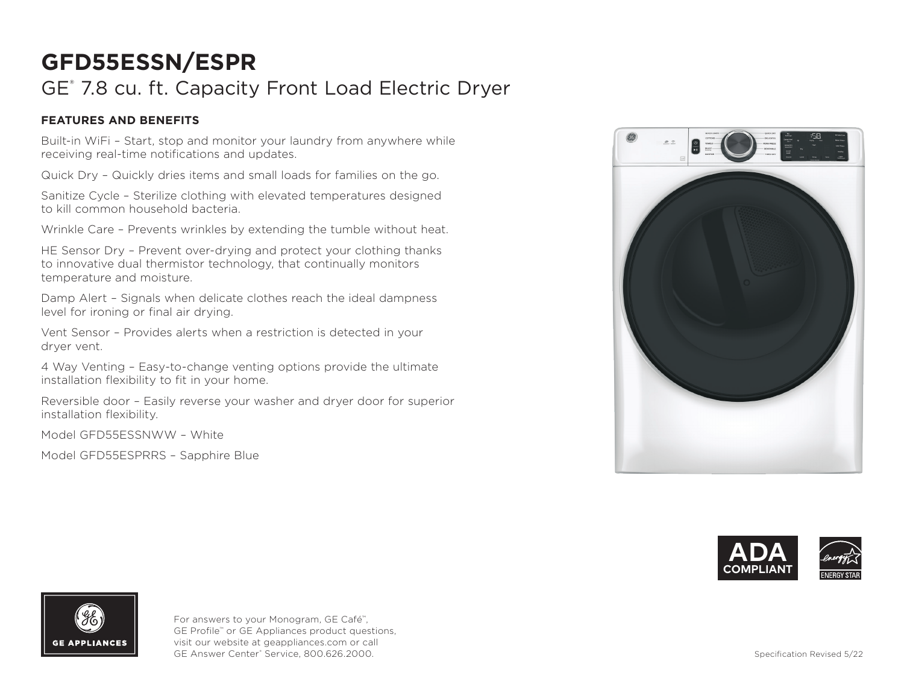# GFD55ESSN/ESPR

## GE® 7.8 cu. ft. Capacity Front Load Electric Dryer

**FEATURES AND BENEFITS**

Built-in WiFi – Start, stop and monitor your laundry from anywhere while receiving real-time notifications and updates.

Quick Dry – Quickly dries items and small loads for families on the go.

Sanitize Cycle – Sterilize clothing with elevated temperatures designed to kill common household bacteria.

Wrinkle Care – Prevents wrinkles by extending the tumble without heat.

HE Sensor Dry – Prevent over-drying and protect your clothing thanks to innovative dual thermistor technology, that continually monitors temperature and moisture.

Damp Alert – Signals when delicate clothes reach the ideal dampness level for ironing or final air drying.

Vent Sensor – Provides alerts when a restriction is detected in your dryer vent.

4 Way Venting – Easy-to-change venting options provide the ultimate installation flexibility to fit in your home.

Reversible door – Easily reverse your washer and dryer door for superior installation flexibility.

Model GFD55ESSNWW – White

Model GFD55ESPRRS – Sapphire Blue

ADA COMPLIANT

ENERGY STAR

GE APPLIANCES

For answers to your Monogram, GE Café™, GE Profile™ or GE Appliances product questions, visit our website at geappliances.com or call GE Answer Center® Service, 800.626.2000.

Specification Revised 5/22